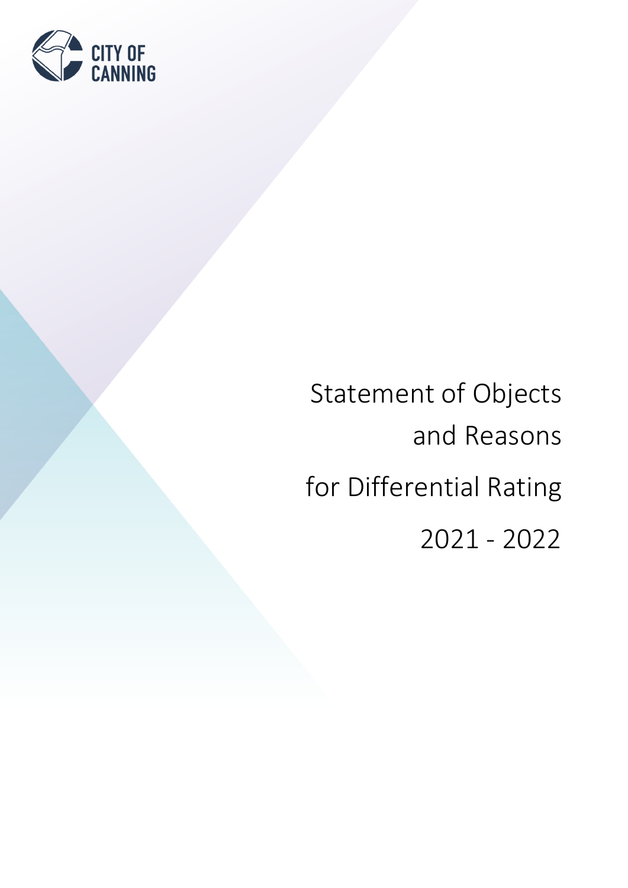CITY OF CANNING

# Statement of Objects and Reasons for Differential Rating 2021 - 2022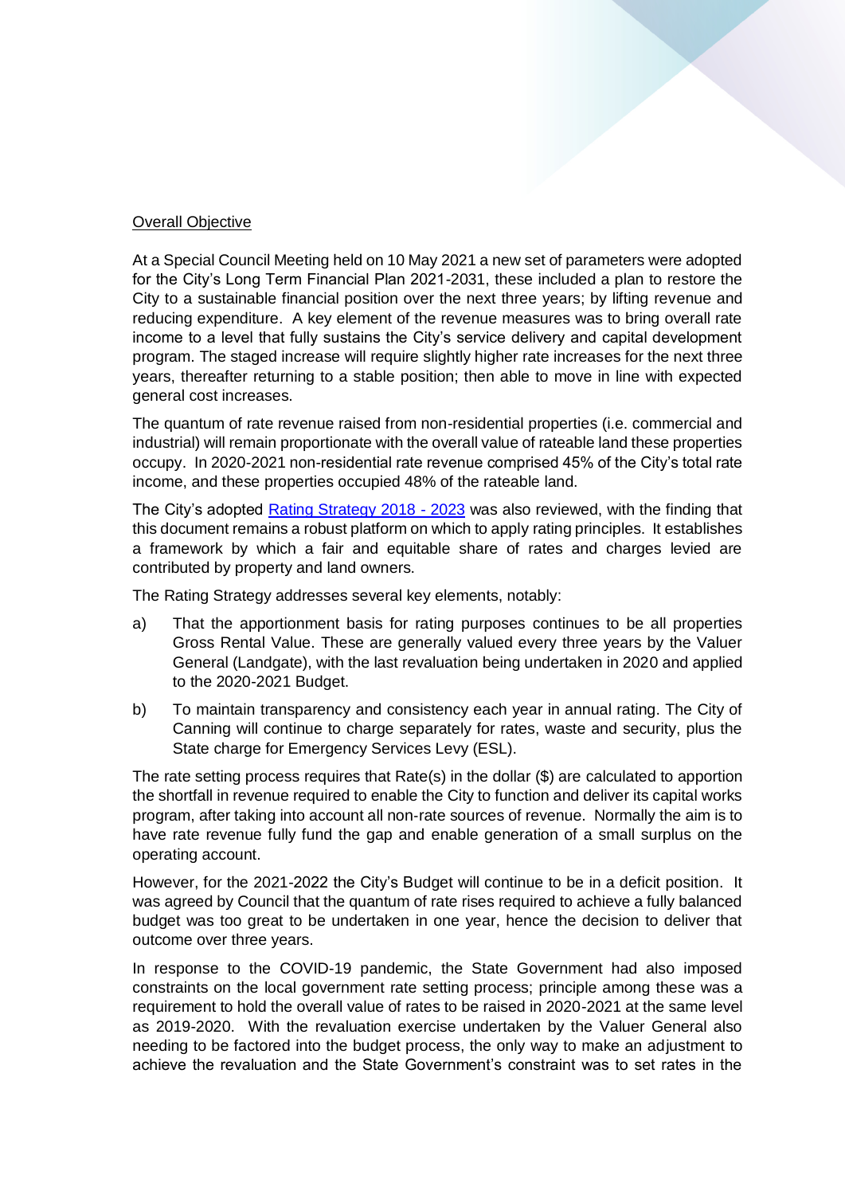Overall Objective

At a Special Council Meeting held on 10 May 2021 a new set of parameters were adopted for the City's Long Term Financial Plan 2021-2031, these included a plan to restore the City to a sustainable financial position over the next three years; by lifting revenue and reducing expenditure. A key element of the revenue measures was to bring overall rate income to a level that fully sustains the City's service delivery and capital development program. The staged increase will require slightly higher rate increases for the next three years, thereafter returning to a stable position; then able to move in line with expected general cost increases.

The quantum of rate revenue raised from non-residential properties (i.e. commercial and industrial) will remain proportionate with the overall value of rateable land these properties occupy. In 2020-2021 non-residential rate revenue comprised 45% of the City's total rate income, and these properties occupied 48% of the rateable land.

The City's adopted Rating Strategy 2018 - 2023 was also reviewed, with the finding that this document remains a robust platform on which to apply rating principles. It establishes a framework by which a fair and equitable share of rates and charges levied are contributed by property and land owners.

The Rating Strategy addresses several key elements, notably:

a) That the apportionment basis for rating purposes continues to be all properties Gross Rental Value. These are generally valued every three years by the Valuer General (Landgate), with the last revaluation being undertaken in 2020 and applied to the 2020-2021 Budget.

b) To maintain transparency and consistency each year in annual rating. The City of Canning will continue to charge separately for rates, waste and security, plus the State charge for Emergency Services Levy (ESL).

The rate setting process requires that Rate(s) in the dollar ($) are calculated to apportion the shortfall in revenue required to enable the City to function and deliver its capital works program, after taking into account all non-rate sources of revenue. Normally the aim is to have rate revenue fully fund the gap and enable generation of a small surplus on the operating account.

However, for the 2021-2022 the City's Budget will continue to be in a deficit position. It was agreed by Council that the quantum of rate rises required to achieve a fully balanced budget was too great to be undertaken in one year, hence the decision to deliver that outcome over three years.

In response to the COVID-19 pandemic, the State Government had also imposed constraints on the local government rate setting process; principle among these was a requirement to hold the overall value of rates to be raised in 2020-2021 at the same level as 2019-2020. With the revaluation exercise undertaken by the Valuer General also needing to be factored into the budget process, the only way to make an adjustment to achieve the revaluation and the State Government's constraint was to set rates in the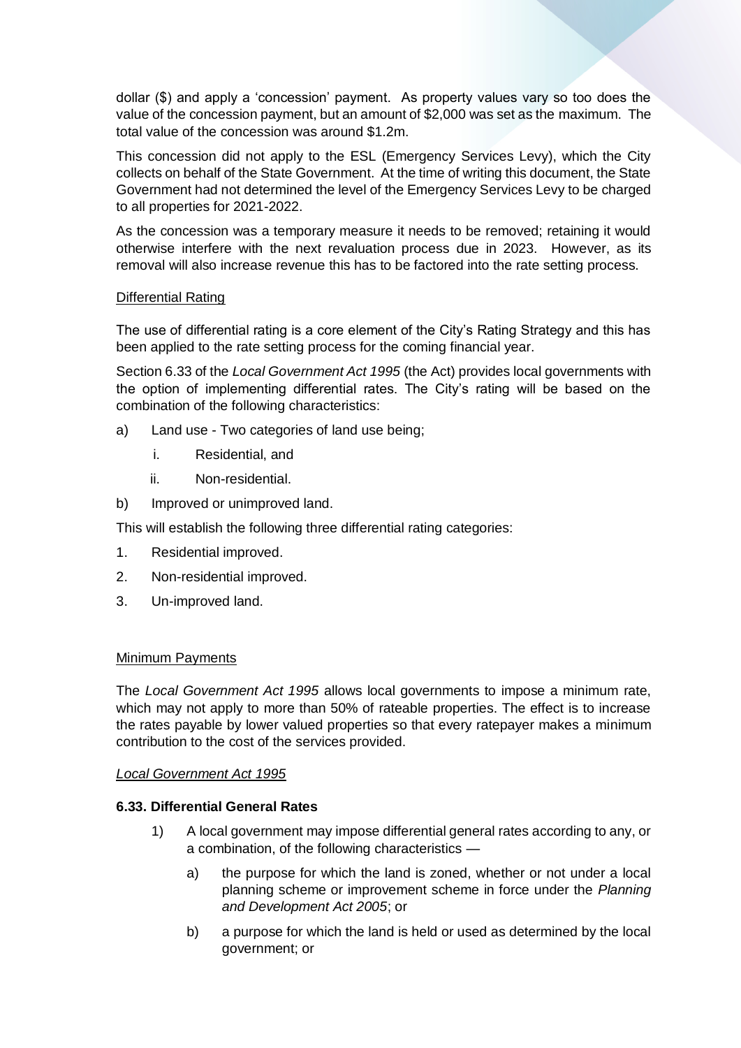dollar ($) and apply a 'concession' payment. As property values vary so too does the value of the concession payment, but an amount of $2,000 was set as the maximum. The total value of the concession was around $1.2m.

This concession did not apply to the ESL (Emergency Services Levy), which the City collects on behalf of the State Government. At the time of writing this document, the State Government had not determined the level of the Emergency Services Levy to be charged to all properties for 2021-2022.

As the concession was a temporary measure it needs to be removed; retaining it would otherwise interfere with the next revaluation process due in 2023. However, as its removal will also increase revenue this has to be factored into the rate setting process.

<u>Differential Rating</u>

The use of differential rating is a core element of the City's Rating Strategy and this has been applied to the rate setting process for the coming financial year.

Section 6.33 of the *Local Government Act 1995* (the Act) provides local governments with the option of implementing differential rates. The City's rating will be based on the combination of the following characteristics:

a) Land use - Two categories of land use being;
   i. Residential, and
   ii. Non-residential.
b) Improved or unimproved land.

This will establish the following three differential rating categories:

1. Residential improved.
2. Non-residential improved.
3. Un-improved land.

<u>Minimum Payments</u>

The *Local Government Act 1995* allows local governments to impose a minimum rate, which may not apply to more than 50% of rateable properties. The effect is to increase the rates payable by lower valued properties so that every ratepayer makes a minimum contribution to the cost of the services provided.

<u>*Local Government Act 1995*</u>

**6.33. Differential General Rates**

1) A local government may impose differential general rates according to any, or a combination, of the following characteristics —
   a) the purpose for which the land is zoned, whether or not under a local planning scheme or improvement scheme in force under the *Planning and Development Act 2005*; or
   b) a purpose for which the land is held or used as determined by the local government; or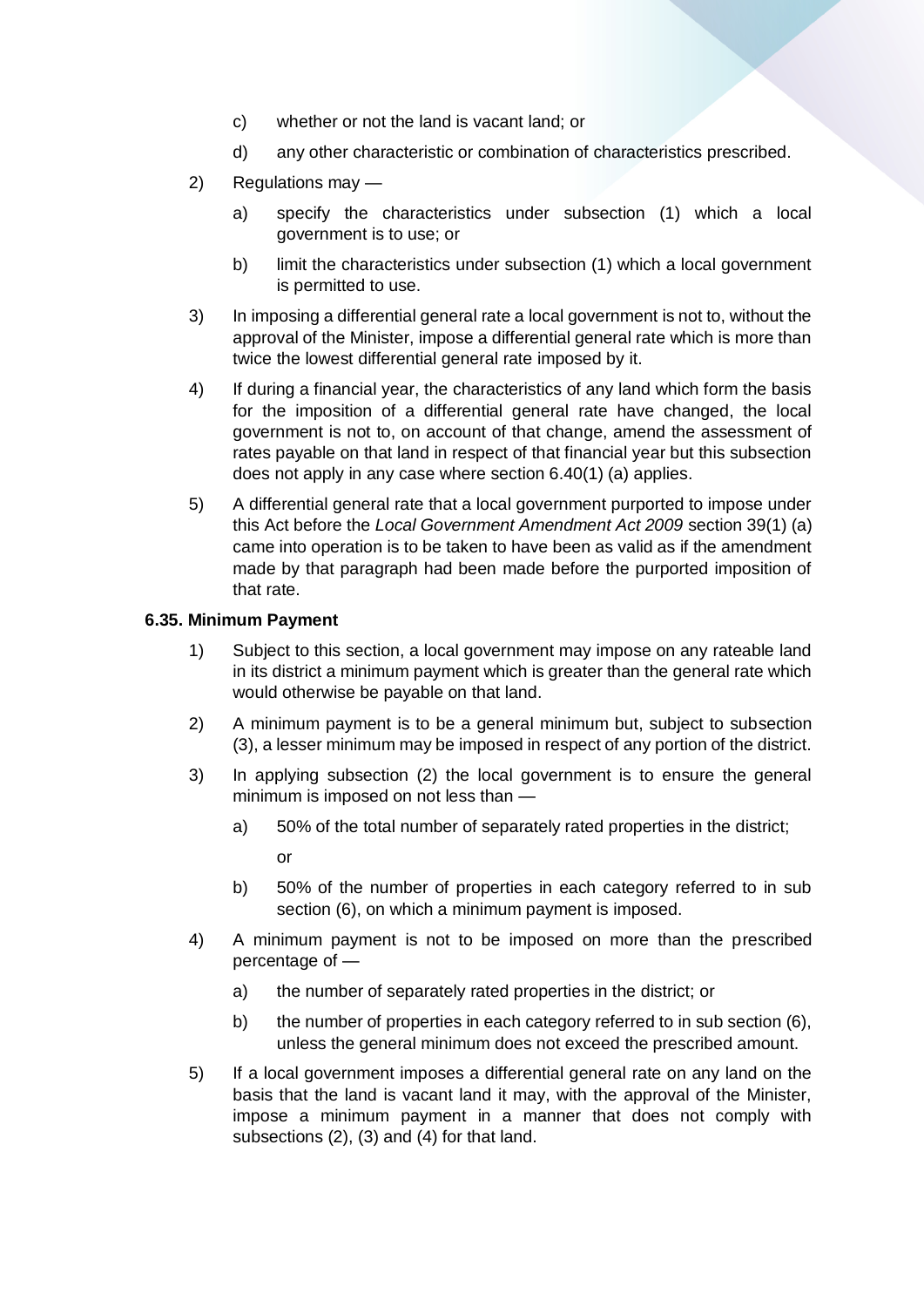c) whether or not the land is vacant land; or

d) any other characteristic or combination of characteristics prescribed.

2) Regulations may —

a) specify the characteristics under subsection (1) which a local government is to use; or

b) limit the characteristics under subsection (1) which a local government is permitted to use.

3) In imposing a differential general rate a local government is not to, without the approval of the Minister, impose a differential general rate which is more than twice the lowest differential general rate imposed by it.

4) If during a financial year, the characteristics of any land which form the basis for the imposition of a differential general rate have changed, the local government is not to, on account of that change, amend the assessment of rates payable on that land in respect of that financial year but this subsection does not apply in any case where section 6.40(1) (a) applies.

5) A differential general rate that a local government purported to impose under this Act before the *Local Government Amendment Act 2009* section 39(1) (a) came into operation is to be taken to have been as valid as if the amendment made by that paragraph had been made before the purported imposition of that rate.

**6.35. Minimum Payment**

1) Subject to this section, a local government may impose on any rateable land in its district a minimum payment which is greater than the general rate which would otherwise be payable on that land.

2) A minimum payment is to be a general minimum but, subject to subsection (3), a lesser minimum may be imposed in respect of any portion of the district.

3) In applying subsection (2) the local government is to ensure the general minimum is imposed on not less than —

a) 50% of the total number of separately rated properties in the district;

or

b) 50% of the number of properties in each category referred to in sub section (6), on which a minimum payment is imposed.

4) A minimum payment is not to be imposed on more than the prescribed percentage of —

a) the number of separately rated properties in the district; or

b) the number of properties in each category referred to in sub section (6), unless the general minimum does not exceed the prescribed amount.

5) If a local government imposes a differential general rate on any land on the basis that the land is vacant land it may, with the approval of the Minister, impose a minimum payment in a manner that does not comply with subsections (2), (3) and (4) for that land.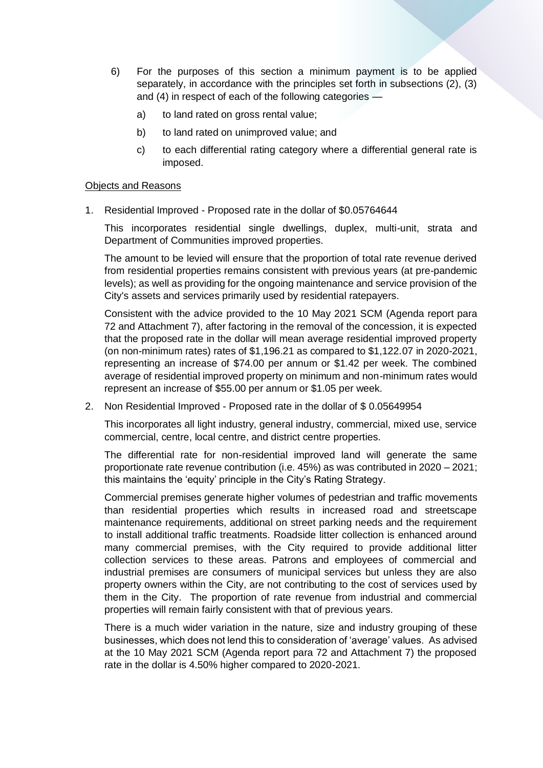6) For the purposes of this section a minimum payment is to be applied separately, in accordance with the principles set forth in subsections (2), (3) and (4) in respect of each of the following categories —

   a) to land rated on gross rental value;

   b) to land rated on unimproved value; and

   c) to each differential rating category where a differential general rate is imposed.

Objects and Reasons

1. Residential Improved - Proposed rate in the dollar of $0.05764644

   This incorporates residential single dwellings, duplex, multi-unit, strata and Department of Communities improved properties.

   The amount to be levied will ensure that the proportion of total rate revenue derived from residential properties remains consistent with previous years (at pre-pandemic levels); as well as providing for the ongoing maintenance and service provision of the City's assets and services primarily used by residential ratepayers.

   Consistent with the advice provided to the 10 May 2021 SCM (Agenda report para 72 and Attachment 7), after factoring in the removal of the concession, it is expected that the proposed rate in the dollar will mean average residential improved property (on non-minimum rates) rates of $1,196.21 as compared to $1,122.07 in 2020-2021, representing an increase of $74.00 per annum or $1.42 per week. The combined average of residential improved property on minimum and non-minimum rates would represent an increase of $55.00 per annum or $1.05 per week.

2. Non Residential Improved - Proposed rate in the dollar of $ 0.05649954

   This incorporates all light industry, general industry, commercial, mixed use, service commercial, centre, local centre, and district centre properties.

   The differential rate for non-residential improved land will generate the same proportionate rate revenue contribution (i.e. 45%) as was contributed in 2020 – 2021; this maintains the 'equity' principle in the City's Rating Strategy.

   Commercial premises generate higher volumes of pedestrian and traffic movements than residential properties which results in increased road and streetscape maintenance requirements, additional on street parking needs and the requirement to install additional traffic treatments. Roadside litter collection is enhanced around many commercial premises, with the City required to provide additional litter collection services to these areas. Patrons and employees of commercial and industrial premises are consumers of municipal services but unless they are also property owners within the City, are not contributing to the cost of services used by them in the City. The proportion of rate revenue from industrial and commercial properties will remain fairly consistent with that of previous years.

   There is a much wider variation in the nature, size and industry grouping of these businesses, which does not lend this to consideration of 'average' values. As advised at the 10 May 2021 SCM (Agenda report para 72 and Attachment 7) the proposed rate in the dollar is 4.50% higher compared to 2020-2021.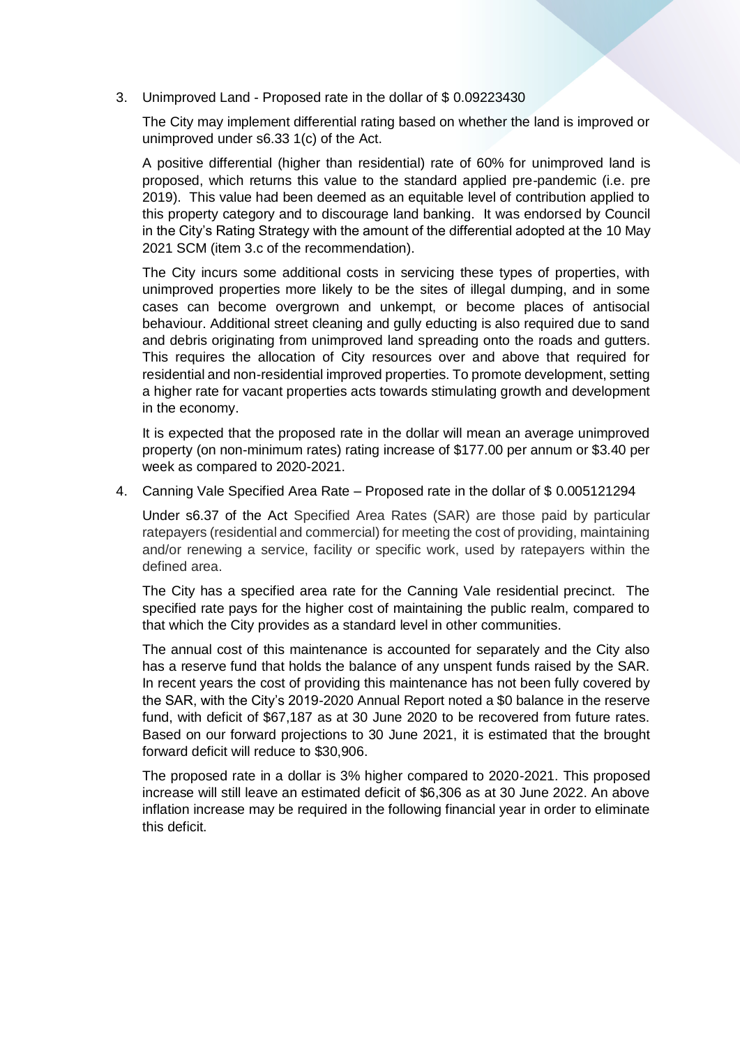3. Unimproved Land - Proposed rate in the dollar of $ 0.09223430

   The City may implement differential rating based on whether the land is improved or unimproved under s6.33 1(c) of the Act.

   A positive differential (higher than residential) rate of 60% for unimproved land is proposed, which returns this value to the standard applied pre-pandemic (i.e. pre 2019). This value had been deemed as an equitable level of contribution applied to this property category and to discourage land banking. It was endorsed by Council in the City's Rating Strategy with the amount of the differential adopted at the 10 May 2021 SCM (item 3.c of the recommendation).

   The City incurs some additional costs in servicing these types of properties, with unimproved properties more likely to be the sites of illegal dumping, and in some cases can become overgrown and unkempt, or become places of antisocial behaviour. Additional street cleaning and gully educting is also required due to sand and debris originating from unimproved land spreading onto the roads and gutters. This requires the allocation of City resources over and above that required for residential and non-residential improved properties. To promote development, setting a higher rate for vacant properties acts towards stimulating growth and development in the economy.

   It is expected that the proposed rate in the dollar will mean an average unimproved property (on non-minimum rates) rating increase of $177.00 per annum or $3.40 per week as compared to 2020-2021.

4. Canning Vale Specified Area Rate – Proposed rate in the dollar of $ 0.005121294

   Under s6.37 of the Act Specified Area Rates (SAR) are those paid by particular ratepayers (residential and commercial) for meeting the cost of providing, maintaining and/or renewing a service, facility or specific work, used by ratepayers within the defined area.

   The City has a specified area rate for the Canning Vale residential precinct. The specified rate pays for the higher cost of maintaining the public realm, compared to that which the City provides as a standard level in other communities.

   The annual cost of this maintenance is accounted for separately and the City also has a reserve fund that holds the balance of any unspent funds raised by the SAR. In recent years the cost of providing this maintenance has not been fully covered by the SAR, with the City's 2019-2020 Annual Report noted a $0 balance in the reserve fund, with deficit of $67,187 as at 30 June 2020 to be recovered from future rates. Based on our forward projections to 30 June 2021, it is estimated that the brought forward deficit will reduce to $30,906.

   The proposed rate in a dollar is 3% higher compared to 2020-2021. This proposed increase will still leave an estimated deficit of $6,306 as at 30 June 2022. An above inflation increase may be required in the following financial year in order to eliminate this deficit.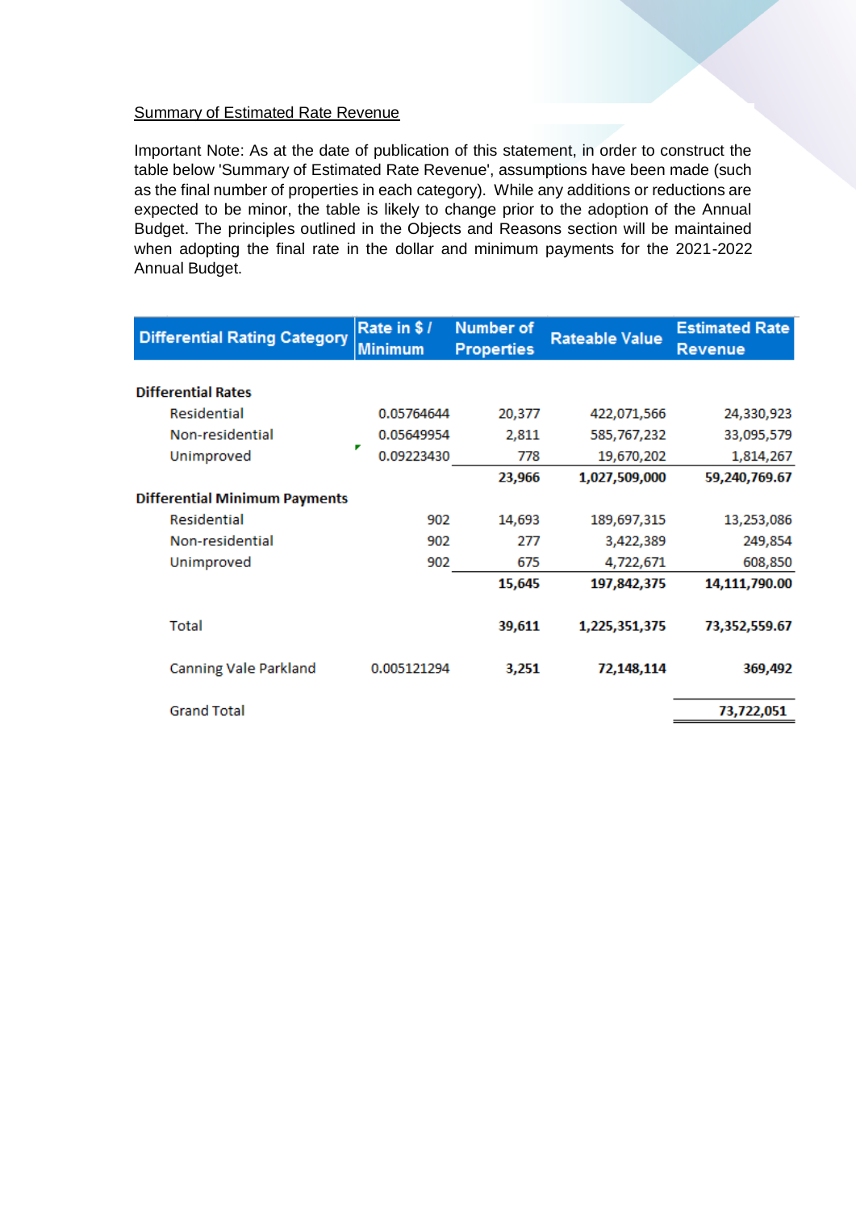<u>Summary of Estimated Rate Revenue</u>

Important Note: As at the date of publication of this statement, in order to construct the table below 'Summary of Estimated Rate Revenue', assumptions have been made (such as the final number of properties in each category). While any additions or reductions are expected to be minor, the table is likely to change prior to the adoption of the Annual Budget. The principles outlined in the Objects and Reasons section will be maintained when adopting the final rate in the dollar and minimum payments for the 2021-2022 Annual Budget.

| Differential Rating Category | Rate in $ / Minimum | Number of Properties | Rateable Value | Estimated Rate Revenue |
|---|---|---|---|---|
| **Differential Rates** | | | | |
| Residential | 0.05764644 | 20,377 | 422,071,566 | 24,330,923 |
| Non-residential | 0.05649954 | 2,811 | 585,767,232 | 33,095,579 |
| Unimproved | 0.09223430 | 778 | 19,670,202 | 1,814,267 |
| | | **23,966** | **1,027,509,000** | **59,240,769.67** |
| **Differential Minimum Payments** | | | | |
| Residential | 902 | 14,693 | 189,697,315 | 13,253,086 |
| Non-residential | 902 | 277 | 3,422,389 | 249,854 |
| Unimproved | 902 | 675 | 4,722,671 | 608,850 |
| | | **15,645** | **197,842,375** | **14,111,790.00** |
| Total | | **39,611** | **1,225,351,375** | **73,352,559.67** |
| Canning Vale Parkland | 0.005121294 | **3,251** | **72,148,114** | **369,492** |
| Grand Total | | | | **73,722,051** |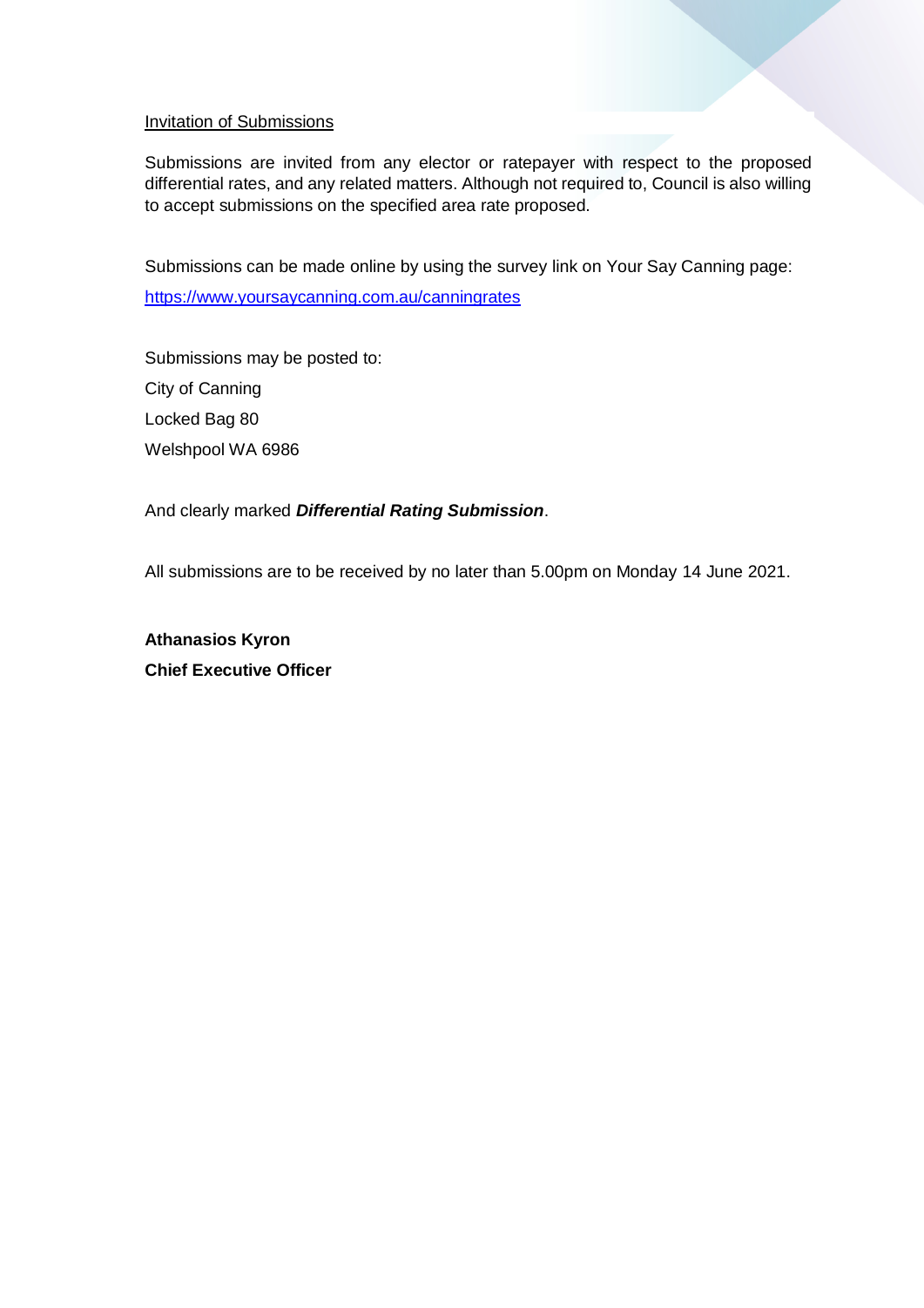Invitation of Submissions

Submissions are invited from any elector or ratepayer with respect to the proposed differential rates, and any related matters. Although not required to, Council is also willing to accept submissions on the specified area rate proposed.

Submissions can be made online by using the survey link on Your Say Canning page:

https://www.yoursaycanning.com.au/canningrates

Submissions may be posted to:

City of Canning

Locked Bag 80

Welshpool WA 6986

And clearly marked ***Differential Rating Submission***.

All submissions are to be received by no later than 5.00pm on Monday 14 June 2021.

**Athanasios Kyron**

**Chief Executive Officer**